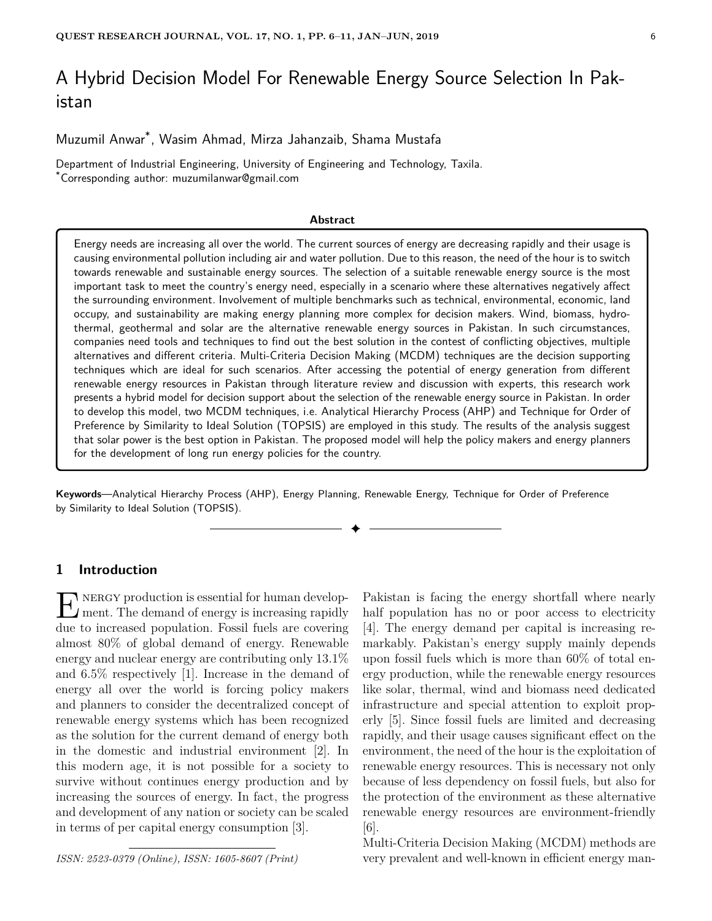# A Hybrid Decision Model For Renewable Energy Source Selection In Pakistan

Muzumil Anwar*, Wasim Ahmad, Mirza Jahanzaib, Shama Mustafa

Department of Industrial Engineering, University of Engineering and Technology, Taxila.
*Corresponding author: muzumilanwar@gmail.com

**Abstract**

Energy needs are increasing all over the world. The current sources of energy are decreasing rapidly and their usage is causing environmental pollution including air and water pollution. Due to this reason, the need of the hour is to switch towards renewable and sustainable energy sources. The selection of a suitable renewable energy source is the most important task to meet the country's energy need, especially in a scenario where these alternatives negatively affect the surrounding environment. Involvement of multiple benchmarks such as technical, environmental, economic, land occupy, and sustainability are making energy planning more complex for decision makers. Wind, biomass, hydrothermal, geothermal and solar are the alternative renewable energy sources in Pakistan. In such circumstances, companies need tools and techniques to find out the best solution in the contest of conflicting objectives, multiple alternatives and different criteria. Multi-Criteria Decision Making (MCDM) techniques are the decision supporting techniques which are ideal for such scenarios. After accessing the potential of energy generation from different renewable energy resources in Pakistan through literature review and discussion with experts, this research work presents a hybrid model for decision support about the selection of the renewable energy source in Pakistan. In order to develop this model, two MCDM techniques, i.e. Analytical Hierarchy Process (AHP) and Technique for Order of Preference by Similarity to Ideal Solution (TOPSIS) are employed in this study. The results of the analysis suggest that solar power is the best option in Pakistan. The proposed model will help the policy makers and energy planners for the development of long run energy policies for the country.

**Keywords**—Analytical Hierarchy Process (AHP), Energy Planning, Renewable Energy, Technique for Order of Preference by Similarity to Ideal Solution (TOPSIS).

## 1 Introduction

Energy production is essential for human development. The demand of energy is increasing rapidly due to increased population. Fossil fuels are covering almost 80% of global demand of energy. Renewable energy and nuclear energy are contributing only 13.1% and 6.5% respectively [1]. Increase in the demand of energy all over the world is forcing policy makers and planners to consider the decentralized concept of renewable energy systems which has been recognized as the solution for the current demand of energy both in the domestic and industrial environment [2]. In this modern age, it is not possible for a society to survive without continues energy production and by increasing the sources of energy. In fact, the progress and development of any nation or society can be scaled in terms of per capital energy consumption [3].

ISSN: 2523-0379 (Online), ISSN: 1605-8607 (Print)

Pakistan is facing the energy shortfall where nearly half population has no or poor access to electricity [4]. The energy demand per capital is increasing remarkably. Pakistan's energy supply mainly depends upon fossil fuels which is more than 60% of total energy production, while the renewable energy resources like solar, thermal, wind and biomass need dedicated infrastructure and special attention to exploit properly [5]. Since fossil fuels are limited and decreasing rapidly, and their usage causes significant effect on the environment, the need of the hour is the exploitation of renewable energy resources. This is necessary not only because of less dependency on fossil fuels, but also for the protection of the environment as these alternative renewable energy resources are environment-friendly [6].

Multi-Criteria Decision Making (MCDM) methods are very prevalent and well-known in efficient energy man-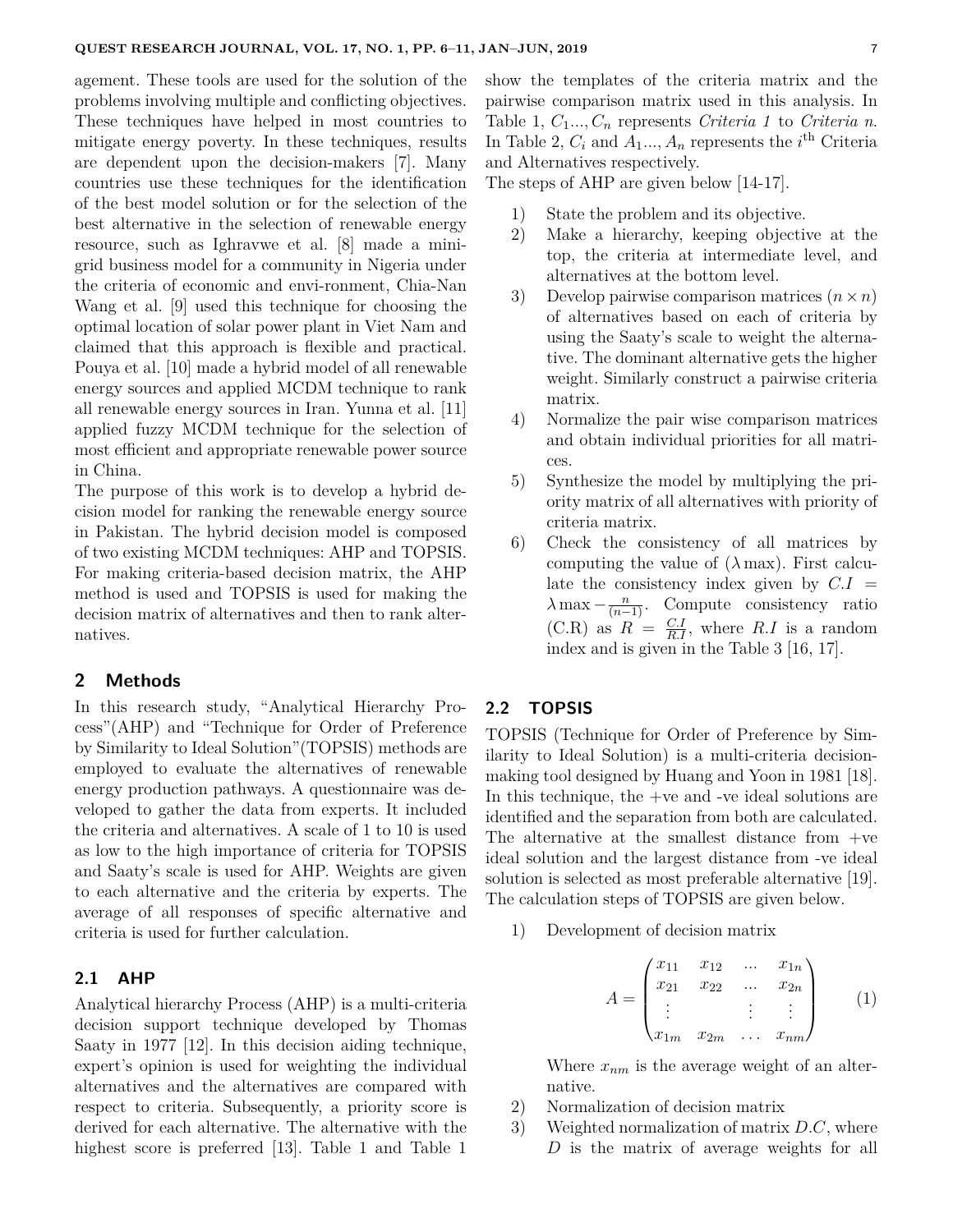agement. These tools are used for the solution of the problems involving multiple and conflicting objectives. These techniques have helped in most countries to mitigate energy poverty. In these techniques, results are dependent upon the decision-makers [7]. Many countries use these techniques for the identification of the best model solution or for the selection of the best alternative in the selection of renewable energy resource, such as Ighravwe et al. [8] made a mini-grid business model for a community in Nigeria under the criteria of economic and envi-ronment, Chia-Nan Wang et al. [9] used this technique for choosing the optimal location of solar power plant in Viet Nam and claimed that this approach is flexible and practical. Pouya et al. [10] made a hybrid model of all renewable energy sources and applied MCDM technique to rank all renewable energy sources in Iran. Yunna et al. [11] applied fuzzy MCDM technique for the selection of most efficient and appropriate renewable power source in China.

The purpose of this work is to develop a hybrid decision model for ranking the renewable energy source in Pakistan. The hybrid decision model is composed of two existing MCDM techniques: AHP and TOPSIS. For making criteria-based decision matrix, the AHP method is used and TOPSIS is used for making the decision matrix of alternatives and then to rank alternatives.

## 2 Methods

In this research study, "Analytical Hierarchy Process"(AHP) and "Technique for Order of Preference by Similarity to Ideal Solution"(TOPSIS) methods are employed to evaluate the alternatives of renewable energy production pathways. A questionnaire was developed to gather the data from experts. It included the criteria and alternatives. A scale of 1 to 10 is used as low to the high importance of criteria for TOPSIS and Saaty's scale is used for AHP. Weights are given to each alternative and the criteria by experts. The average of all responses of specific alternative and criteria is used for further calculation.

### 2.1 AHP

Analytical hierarchy Process (AHP) is a multi-criteria decision support technique developed by Thomas Saaty in 1977 [12]. In this decision aiding technique, expert's opinion is used for weighting the individual alternatives and the alternatives are compared with respect to criteria. Subsequently, a priority score is derived for each alternative. The alternative with the highest score is preferred [13]. Table 1 and Table 1 show the templates of the criteria matrix and the pairwise comparison matrix used in this analysis. In Table 1, $C_1 ..., C_n$ represents *Criteria 1* to *Criteria n*. In Table 2, $C_i$ and $A_1 ..., A_n$ represents the $i^{\text{th}}$ Criteria and Alternatives respectively.

The steps of AHP are given below [14-17].

1) State the problem and its objective.
2) Make a hierarchy, keeping objective at the top, the criteria at intermediate level, and alternatives at the bottom level.
3) Develop pairwise comparison matrices ($n \times n$) of alternatives based on each of criteria by using the Saaty's scale to weight the alternative. The dominant alternative gets the higher weight. Similarly construct a pairwise criteria matrix.
4) Normalize the pair wise comparison matrices and obtain individual priorities for all matrices.
5) Synthesize the model by multiplying the priority matrix of all alternatives with priority of criteria matrix.
6) Check the consistency of all matrices by computing the value of ($\lambda$ max). First calculate the consistency index given by $C.I = \lambda \max - \frac{n}{(n-1)}$. Compute consistency ratio (C.R) as $R = \frac{C.I}{R.I}$, where $R.I$ is a random index and is given in the Table 3 [16, 17].

### 2.2 TOPSIS

TOPSIS (Technique for Order of Preference by Similarity to Ideal Solution) is a multi-criteria decision-making tool designed by Huang and Yoon in 1981 [18]. In this technique, the +ve and -ve ideal solutions are identified and the separation from both are calculated. The alternative at the smallest distance from +ve ideal solution and the largest distance from -ve ideal solution is selected as most preferable alternative [19]. The calculation steps of TOPSIS are given below.

1) Development of decision matrix

$$A = \begin{pmatrix} x_{11} & x_{12} & \dots & x_{1n} \\ x_{21} & x_{22} & \dots & x_{2n} \\ \vdots & & \vdots & \vdots \\ x_{1m} & x_{2m} & \dots & x_{nm} \end{pmatrix} \quad (1)$$

Where $x_{nm}$ is the average weight of an alternative.

2) Normalization of decision matrix
3) Weighted normalization of matrix $D.C$, where $D$ is the matrix of average weights for all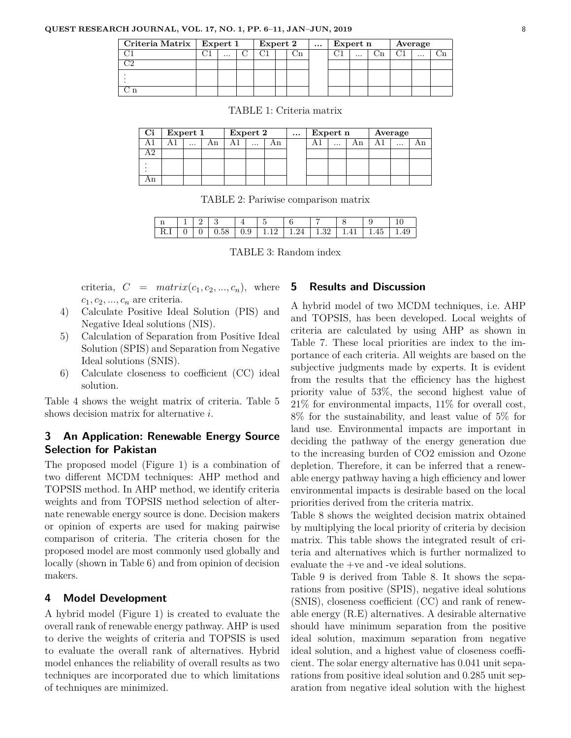| Criteria Matrix | Expert 1 | | | Expert 2 | | | ... | Expert n | | | Average | | |
|---|---|---|---|---|---|---|---|---|---|---|---|---|---|
| C1 | C1 | ... | C | C1 | | Cn | | C1 | ... | Cn | C1 | ... | Cn |
| C2 | | | | | | | | | | | | | |
| ⋮ | | | | | | | | | | | | | |
| C n | | | | | | | | | | | | | |

TABLE 1: Criteria matrix

| Ci | Expert 1 | | | Expert 2 | | | ... | Expert n | | | Average | | |
|---|---|---|---|---|---|---|---|---|---|---|---|---|---|
| A1 | A1 | ... | An | A1 | ... | An | | A1 | ... | An | A1 | ... | An |
| A2 | | | | | | | | | | | | | |
| ⋮ | | | | | | | | | | | | | |
| An | | | | | | | | | | | | | |

TABLE 2: Pariwise comparison matrix

| n | 1 | 2 | 3 | 4 | 5 | 6 | 7 | 8 | 9 | 10 |
|---|---|---|---|---|---|---|---|---|---|---|
| R.I | 0 | 0 | 0.58 | 0.9 | 1.12 | 1.24 | 1.32 | 1.41 | 1.45 | 1.49 |

TABLE 3: Random index

criteria, $C = matrix(c_1, c_2, ..., c_n)$, where $c_1, c_2, ..., c_n$ are criteria.

4) Calculate Positive Ideal Solution (PIS) and Negative Ideal solutions (NIS).
5) Calculation of Separation from Positive Ideal Solution (SPIS) and Separation from Negative Ideal solutions (SNIS).
6) Calculate closeness to coefficient (CC) ideal solution.

Table 4 shows the weight matrix of criteria. Table 5 shows decision matrix for alternative $i$.

## 3 An Application: Renewable Energy Source Selection for Pakistan

The proposed model (Figure 1) is a combination of two different MCDM techniques: AHP method and TOPSIS method. In AHP method, we identify criteria weights and from TOPSIS method selection of alternate renewable energy source is done. Decision makers or opinion of experts are used for making pairwise comparison of criteria. The criteria chosen for the proposed model are most commonly used globally and locally (shown in Table 6) and from opinion of decision makers.

## 4 Model Development

A hybrid model (Figure 1) is created to evaluate the overall rank of renewable energy pathway. AHP is used to derive the weights of criteria and TOPSIS is used to evaluate the overall rank of alternatives. Hybrid model enhances the reliability of overall results as two techniques are incorporated due to which limitations of techniques are minimized.

## 5 Results and Discussion

A hybrid model of two MCDM techniques, i.e. AHP and TOPSIS, has been developed. Local weights of criteria are calculated by using AHP as shown in Table 7. These local priorities are index to the importance of each criteria. All weights are based on the subjective judgments made by experts. It is evident from the results that the efficiency has the highest priority value of 53%, the second highest value of 21% for environmental impacts, 11% for overall cost, 8% for the sustainability, and least value of 5% for land use. Environmental impacts are important in deciding the pathway of the energy generation due to the increasing burden of $CO_2$ emission and Ozone depletion. Therefore, it can be inferred that a renewable energy pathway having a high efficiency and lower environmental impacts is desirable based on the local priorities derived from the criteria matrix.

Table 8 shows the weighted decision matrix obtained by multiplying the local priority of criteria by decision matrix. This table shows the integrated result of criteria and alternatives which is further normalized to evaluate the +ve and -ve ideal solutions.

Table 9 is derived from Table 8. It shows the separations from positive (SPIS), negative ideal solutions (SNIS), closeness coefficient (CC) and rank of renewable energy (R.E) alternatives. A desirable alternative should have minimum separation from the positive ideal solution, maximum separation from negative ideal solution, and a highest value of closeness coefficient. The solar energy alternative has 0.041 unit separations from positive ideal solution and 0.285 unit separation from negative ideal solution with the highest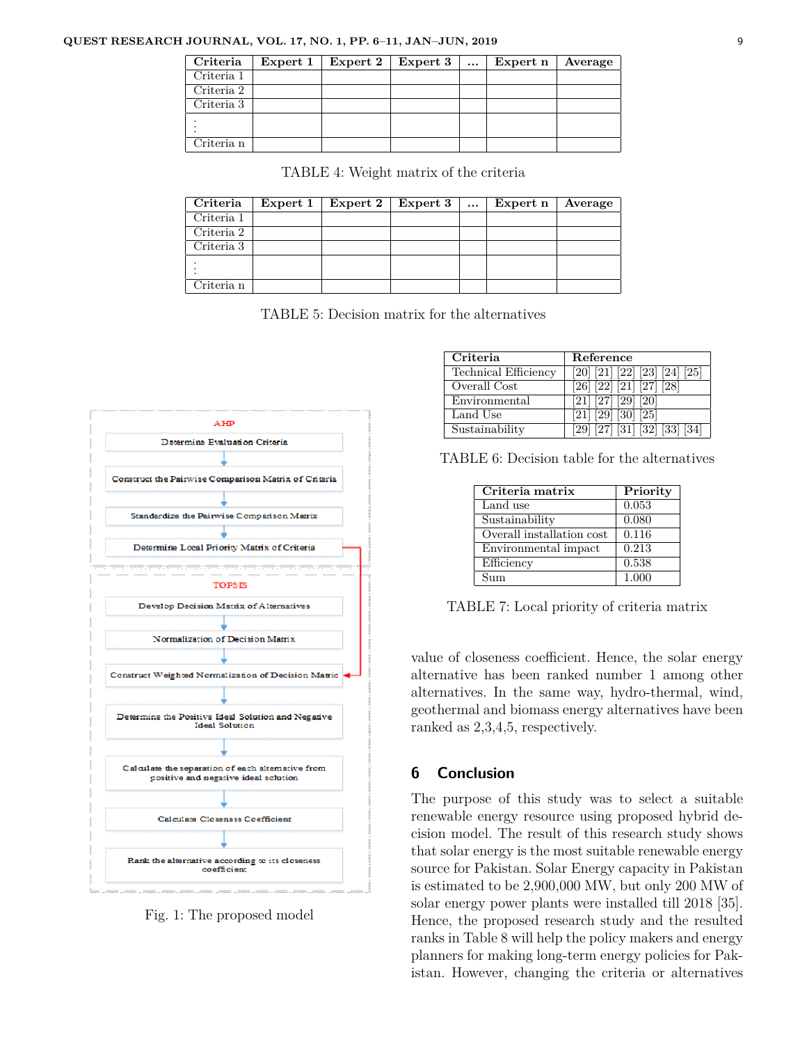| Criteria | Expert 1 | Expert 2 | Expert 3 | ... | Expert n | Average |
|---|---|---|---|---|---|---|
| Criteria 1 | | | | | | |
| Criteria 2 | | | | | | |
| Criteria 3 | | | | | | |
| ⋮ | | | | | | |
| Criteria n | | | | | | |

TABLE 4: Weight matrix of the criteria

| Criteria | Expert 1 | Expert 2 | Expert 3 | ... | Expert n | Average |
|---|---|---|---|---|---|---|
| Criteria 1 | | | | | | |
| Criteria 2 | | | | | | |
| Criteria 3 | | | | | | |
| ⋮ | | | | | | |
| Criteria n | | | | | | |

TABLE 5: Decision matrix for the alternatives

AHP

Determine Evaluation Criteria → Construct the Pairwise Comparison Matrix of Criteria → Standardize the Pairwise Comparison Matrix → Determine Local Priority Matrix of Criteria

TOPSIS

Develop Decision Matrix of Alternatives → Normalization of Decision Matrix → Construct Weighted Normalization of Decision Matric → Determine the Positive Ideal Solution and Negative Ideal Solution → Calculate the separation of each alternative from positive and negative ideal solution → Calculate Closeness Coefficient → Rank the alternative according to its closeness coefficient

Fig. 1: The proposed model

| Criteria | Reference |
|---|---|
| Technical Efficiency | [20] [21] [22] [23] [24] [25] |
| Overall Cost | [26] [22] [21] [27] [28] |
| Environmental | [21] [27] [29] [20] |
| Land Use | [21] [29] [30] [25] |
| Sustainability | [29] [27] [31] [32] [33] [34] |

TABLE 6: Decision table for the alternatives

| Criteria matrix | Priority |
|---|---|
| Land use | 0.053 |
| Sustainability | 0.080 |
| Overall installation cost | 0.116 |
| Environmental impact | 0.213 |
| Efficiency | 0.538 |
| Sum | 1.000 |

TABLE 7: Local priority of criteria matrix

value of closeness coefficient. Hence, the solar energy alternative has been ranked number 1 among other alternatives. In the same way, hydro-thermal, wind, geothermal and biomass energy alternatives have been ranked as 2,3,4,5, respectively.

## 6 Conclusion

The purpose of this study was to select a suitable renewable energy resource using proposed hybrid decision model. The result of this research study shows that solar energy is the most suitable renewable energy source for Pakistan. Solar Energy capacity in Pakistan is estimated to be 2,900,000 MW, but only 200 MW of solar energy power plants were installed till 2018 [35]. Hence, the proposed research study and the resulted ranks in Table 8 will help the policy makers and energy planners for making long-term energy policies for Pakistan. However, changing the criteria or alternatives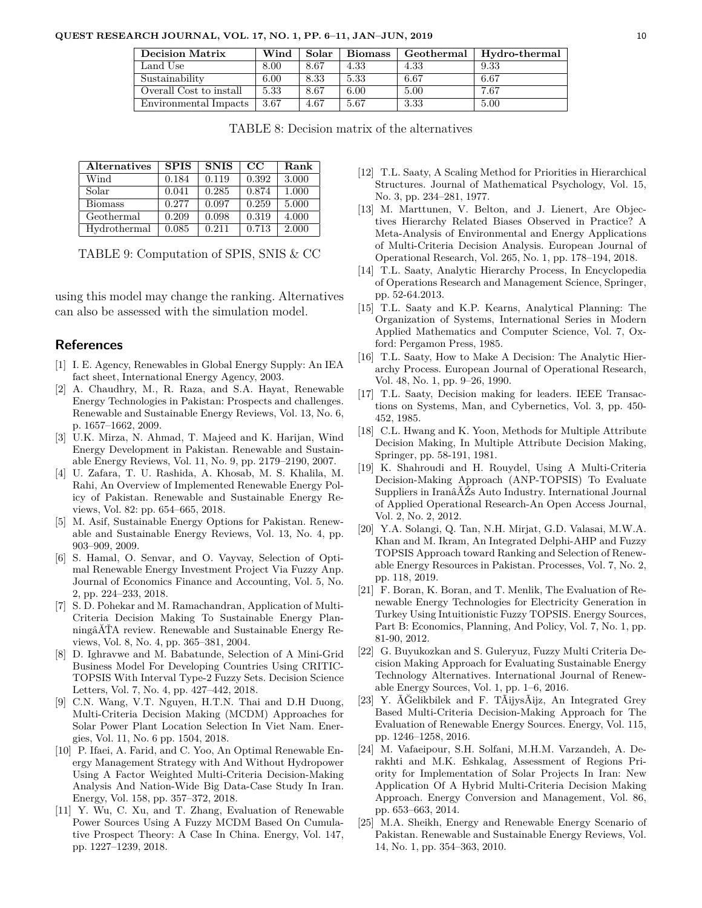| Decision Matrix | Wind | Solar | Biomass | Geothermal | Hydro-thermal |
|---|---|---|---|---|---|
| Land Use | 8.00 | 8.67 | 4.33 | 4.33 | 9.33 |
| Sustainability | 6.00 | 8.33 | 5.33 | 6.67 | 6.67 |
| Overall Cost to install | 5.33 | 8.67 | 6.00 | 5.00 | 7.67 |
| Environmental Impacts | 3.67 | 4.67 | 5.67 | 3.33 | 5.00 |

TABLE 8: Decision matrix of the alternatives

| Alternatives | SPIS | SNIS | CC | Rank |
|---|---|---|---|---|
| Wind | 0.184 | 0.119 | 0.392 | 3.000 |
| Solar | 0.041 | 0.285 | 0.874 | 1.000 |
| Biomass | 0.277 | 0.097 | 0.259 | 5.000 |
| Geothermal | 0.209 | 0.098 | 0.319 | 4.000 |
| Hydrothermal | 0.085 | 0.211 | 0.713 | 2.000 |

TABLE 9: Computation of SPIS, SNIS & CC

using this model may change the ranking. Alternatives can also be assessed with the simulation model.

## References

[1] I. E. Agency, Renewables in Global Energy Supply: An IEA fact sheet, International Energy Agency, 2003.

[2] A. Chaudhry, M., R. Raza, and S.A. Hayat, Renewable Energy Technologies in Pakistan: Prospects and challenges. Renewable and Sustainable Energy Reviews, Vol. 13, No. 6, p. 1657–1662, 2009.

[3] U.K. Mirza, N. Ahmad, T. Majeed and K. Harijan, Wind Energy Development in Pakistan. Renewable and Sustainable Energy Reviews, Vol. 11, No. 9, pp. 2179–2190, 2007.

[4] U. Zafara, T. U. Rashida, A. Khosab, M. S. Khalila, M. Rahi, An Overview of Implemented Renewable Energy Policy of Pakistan. Renewable and Sustainable Energy Reviews, Vol. 82: pp. 654–665, 2018.

[5] M. Asif, Sustainable Energy Options for Pakistan. Renewable and Sustainable Energy Reviews, Vol. 13, No. 4, pp. 903–909, 2009.

[6] S. Hamal, O. Senvar, and O. Vayvay, Selection of Optimal Renewable Energy Investment Project Via Fuzzy Anp. Journal of Economics Finance and Accounting, Vol. 5, No. 2, pp. 224–233, 2018.

[7] S. D. Pohekar and M. Ramachandran, Application of Multi-Criteria Decision Making To Sustainable Energy PlanningâĂŤA review. Renewable and Sustainable Energy Reviews, Vol. 8, No. 4, pp. 365–381, 2004.

[8] D. Ighravwe and M. Babatunde, Selection of A Mini-Grid Business Model For Developing Countries Using CRITIC-TOPSIS With Interval Type-2 Fuzzy Sets. Decision Science Letters, Vol. 7, No. 4, pp. 427–442, 2018.

[9] C.N. Wang, V.T. Nguyen, H.T.N. Thai and D.H Duong, Multi-Criteria Decision Making (MCDM) Approaches for Solar Power Plant Location Selection In Viet Nam. Energies, Vol. 11, No. 6 pp. 1504, 2018.

[10] P. Ifaei, A. Farid, and C. Yoo, An Optimal Renewable Energy Management Strategy with And Without Hydropower Using A Factor Weighted Multi-Criteria Decision-Making Analysis And Nation-Wide Big Data-Case Study In Iran. Energy, Vol. 158, pp. 357–372, 2018.

[11] Y. Wu, C. Xu, and T. Zhang, Evaluation of Renewable Power Sources Using A Fuzzy MCDM Based On Cumulative Prospect Theory: A Case In China. Energy, Vol. 147, pp. 1227–1239, 2018.

[12] T.L. Saaty, A Scaling Method for Priorities in Hierarchical Structures. Journal of Mathematical Psychology, Vol. 15, No. 3, pp. 234–281, 1977.

[13] M. Marttunen, V. Belton, and J. Lienert, Are Objectives Hierarchy Related Biases Observed in Practice? A Meta-Analysis of Environmental and Energy Applications of Multi-Criteria Decision Analysis. European Journal of Operational Research, Vol. 265, No. 1, pp. 178–194, 2018.

[14] T.L. Saaty, Analytic Hierarchy Process, In Encyclopedia of Operations Research and Management Science, Springer, pp. 52-64.2013.

[15] T.L. Saaty and K.P. Kearns, Analytical Planning: The Organization of Systems, International Series in Modern Applied Mathematics and Computer Science, Vol. 7, Oxford: Pergamon Press, 1985.

[16] T.L. Saaty, How to Make A Decision: The Analytic Hierarchy Process. European Journal of Operational Research, Vol. 48, No. 1, pp. 9–26, 1990.

[17] T.L. Saaty, Decision making for leaders. IEEE Transactions on Systems, Man, and Cybernetics, Vol. 3, pp. 450-452, 1985.

[18] C.L. Hwang and K. Yoon, Methods for Multiple Attribute Decision Making, In Multiple Attribute Decision Making, Springer, pp. 58-191, 1981.

[19] K. Shahroudi and H. Rouydel, Using A Multi-Criteria Decision-Making Approach (ANP-TOPSIS) To Evaluate Suppliers in IranâĂŹs Auto Industry. International Journal of Applied Operational Research-An Open Access Journal, Vol. 2, No. 2, 2012.

[20] Y.A. Solangi, Q. Tan, N.H. Mirjat, G.D. Valasai, M.W.A. Khan and M. Ikram, An Integrated Delphi-AHP and Fuzzy TOPSIS Approach toward Ranking and Selection of Renewable Energy Resources in Pakistan. Processes, Vol. 7, No. 2, pp. 118, 2019.

[21] F. Boran, K. Boran, and T. Menlik, The Evaluation of Renewable Energy Technologies for Electricity Generation in Turkey Using Intuitionistic Fuzzy TOPSIS. Energy Sources, Part B: Economics, Planning, And Policy, Vol. 7, No. 1, pp. 81-90, 2012.

[22] G. Buyukozkan and S. Guleryuz, Fuzzy Multi Criteria Decision Making Approach for Evaluating Sustainable Energy Technology Alternatives. International Journal of Renewable Energy Sources, Vol. 1, pp. 1–6, 2016.

[23] Y. ÃĞelikbilek and F. TÃijysÃijz, An Integrated Grey Based Multi-Criteria Decision-Making Approach for The Evaluation of Renewable Energy Sources. Energy, Vol. 115, pp. 1246–1258, 2016.

[24] M. Vafaeipour, S.H. Solfani, M.H.M. Varzandeh, A. Derakhti and M.K. Eshkalag, Assessment of Regions Priority for Implementation of Solar Projects In Iran: New Application Of A Hybrid Multi-Criteria Decision Making Approach. Energy Conversion and Management, Vol. 86, pp. 653–663, 2014.

[25] M.A. Sheikh, Energy and Renewable Energy Scenario of Pakistan. Renewable and Sustainable Energy Reviews, Vol. 14, No. 1, pp. 354–363, 2010.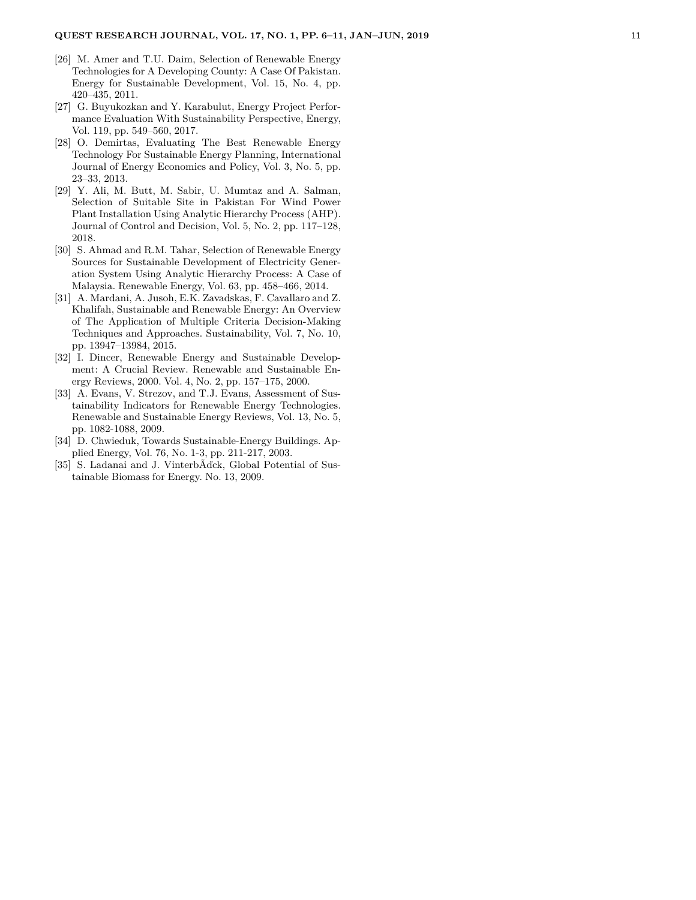[26] M. Amer and T.U. Daim, Selection of Renewable Energy Technologies for A Developing County: A Case Of Pakistan. Energy for Sustainable Development, Vol. 15, No. 4, pp. 420–435, 2011.

[27] G. Buyukozkan and Y. Karabulut, Energy Project Performance Evaluation With Sustainability Perspective, Energy, Vol. 119, pp. 549–560, 2017.

[28] O. Demirtas, Evaluating The Best Renewable Energy Technology For Sustainable Energy Planning, International Journal of Energy Economics and Policy, Vol. 3, No. 5, pp. 23–33, 2013.

[29] Y. Ali, M. Butt, M. Sabir, U. Mumtaz and A. Salman, Selection of Suitable Site in Pakistan For Wind Power Plant Installation Using Analytic Hierarchy Process (AHP). Journal of Control and Decision, Vol. 5, No. 2, pp. 117–128, 2018.

[30] S. Ahmad and R.M. Tahar, Selection of Renewable Energy Sources for Sustainable Development of Electricity Generation System Using Analytic Hierarchy Process: A Case of Malaysia. Renewable Energy, Vol. 63, pp. 458–466, 2014.

[31] A. Mardani, A. Jusoh, E.K. Zavadskas, F. Cavallaro and Z. Khalifah, Sustainable and Renewable Energy: An Overview of The Application of Multiple Criteria Decision-Making Techniques and Approaches. Sustainability, Vol. 7, No. 10, pp. 13947–13984, 2015.

[32] I. Dincer, Renewable Energy and Sustainable Development: A Crucial Review. Renewable and Sustainable Energy Reviews, 2000. Vol. 4, No. 2, pp. 157–175, 2000.

[33] A. Evans, V. Strezov, and T.J. Evans, Assessment of Sustainability Indicators for Renewable Energy Technologies. Renewable and Sustainable Energy Reviews, Vol. 13, No. 5, pp. 1082-1088, 2009.

[34] D. Chwieduk, Towards Sustainable-Energy Buildings. Applied Energy, Vol. 76, No. 1-3, pp. 211-217, 2003.

[35] S. Ladanai and J. VinterbÃďck, Global Potential of Sustainable Biomass for Energy. No. 13, 2009.